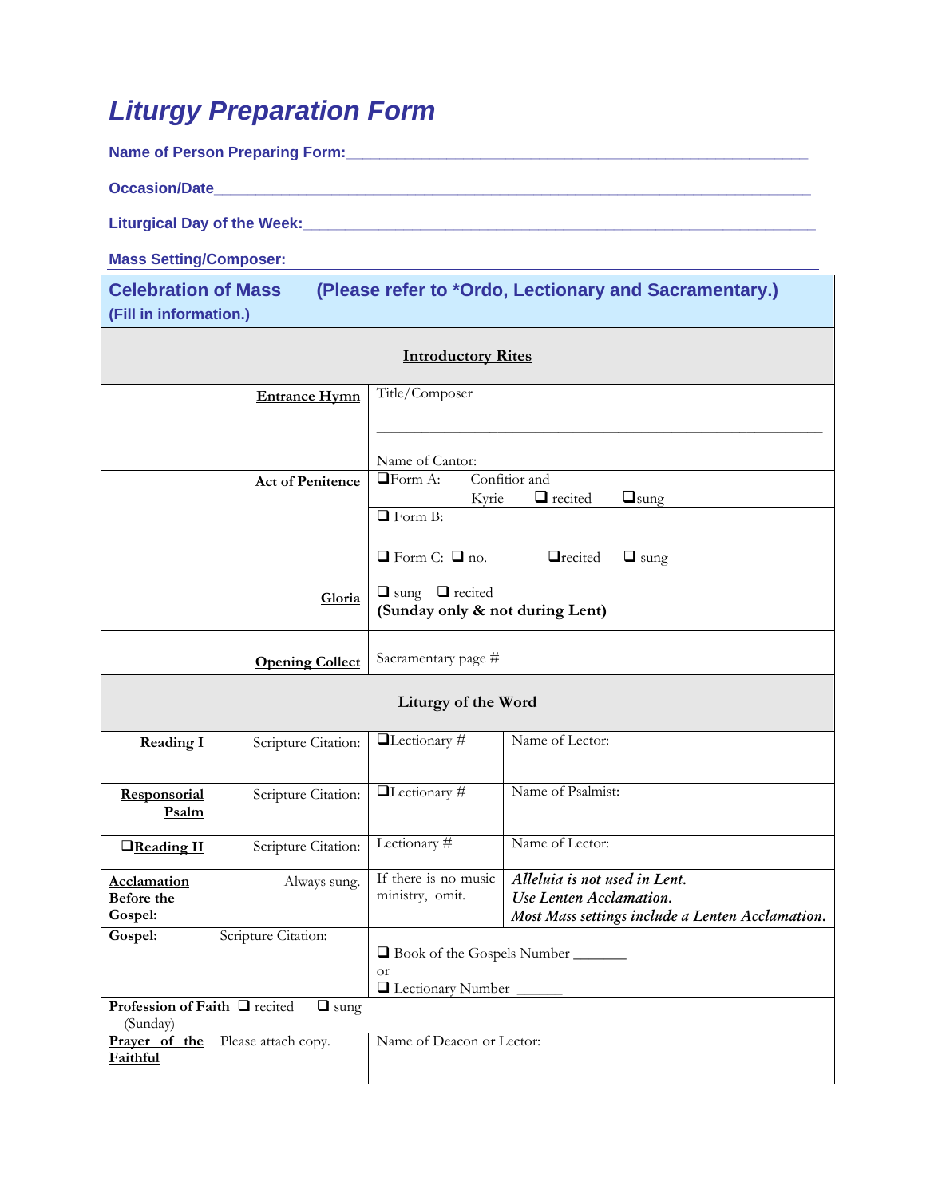# Liturgy Preparation Form

**Name of Person Preparing Form:**\_\_\_\_\_\_\_\_\_\_\_\_\_\_\_\_\_\_\_\_\_\_\_\_\_\_\_\_\_\_\_\_\_\_\_\_\_\_\_\_\_\_\_\_\_\_\_\_

**Occasion/Date**\_\_\_\_\_\_\_\_\_\_\_\_\_\_\_\_\_\_\_\_\_\_\_\_\_\_\_\_\_\_\_\_\_\_\_\_\_\_\_\_\_\_\_\_\_\_\_\_\_\_\_\_\_\_\_\_\_\_\_\_

**Liturgical Day of the Week:**\_\_\_\_\_\_\_\_\_\_\_\_\_\_\_\_\_\_\_\_\_\_\_\_\_\_\_\_\_\_\_\_\_\_\_\_\_\_\_\_\_\_\_\_\_\_\_\_\_\_\_

**Mass Setting/Composer:**\_\_\_\_\_\_\_\_\_\_\_\_\_\_\_\_\_\_\_\_\_\_\_\_\_\_\_\_\_\_\_\_\_\_\_\_\_\_\_\_\_\_\_\_\_\_\_\_\_\_\_\_\_

## Celebration of Mass (Please refer to *Ordo, Lectionary and Sacramentary.)

**(Fill in information.)**

| **Introductory Rites** | |
|---|---|
| **Entrance Hymn** | Title/Composer<br>\_\_\_\_\_\_\_\_\_\_\_\_\_\_\_\_\_\_\_\_\_\_\_\_\_\_\_\_\_\_\_\_\_\_\_\_\_\_\_\_<br>Name of Cantor: |
| **Act of Penitence** | ❑Form A: Confitior and Kyrie ❑ recited ❑sung<br>❑ Form B:<br>❑ Form C: ❑ no. ❑recited ❑ sung |
| **Gloria** | ❑ sung ❑ recited<br>**(Sunday only & not during Lent)** |
| **Opening Collect** | Sacramentary page # |

| **Liturgy of the Word** | | | |
|---|---|---|---|
| **Reading I** | Scripture Citation: | ❑Lectionary # | Name of Lector: |
| **Responsorial Psalm** | Scripture Citation: | ❑Lectionary # | Name of Psalmist: |
| ❑**Reading II** | Scripture Citation: | Lectionary # | Name of Lector: |
| **Acclamation Before the Gospel:** | Always sung. | If there is no music ministry, omit. | *Alleluia is not used in Lent.*<br>*Use Lenten Acclamation.*<br>*Most Mass settings include a Lenten Acclamation.* |
| **Gospel:** | Scripture Citation: | ❑ Book of the Gospels Number \_\_\_\_\_\_\_<br>or<br>❑ Lectionary Number \_\_\_\_\_\_ | |
| **Profession of Faith** ❑ recited ❑ sung (Sunday) | | | |
| **Prayer of the Faithful** | Please attach copy. | Name of Deacon or Lector: | |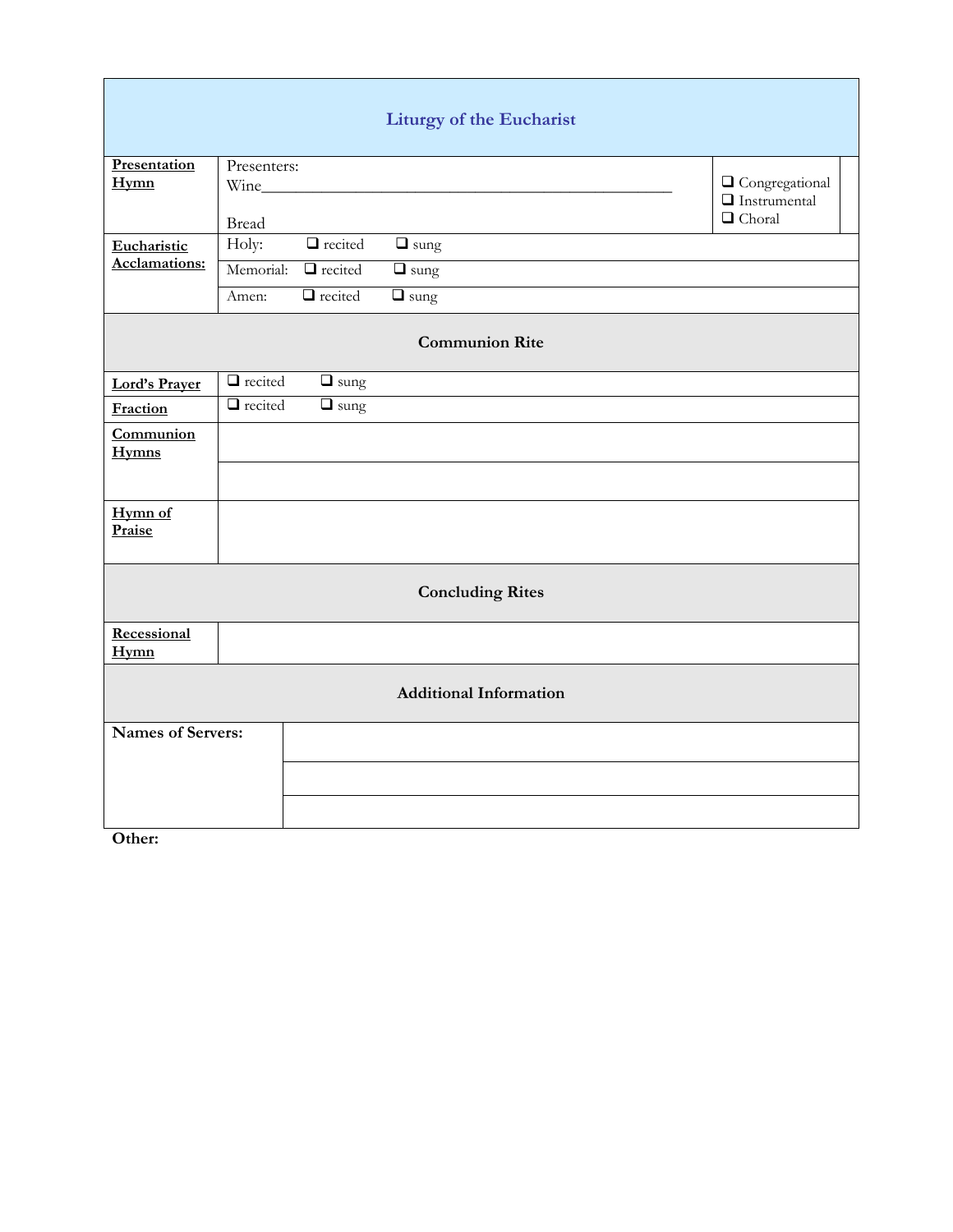| Liturgy of the Eucharist | | |
|---|---|---|
| **Presentation Hymn** | Presenters:<br>Wine___________________________________________________<br><br>Bread | ❑ Congregational<br>❑ Instrumental<br>❑ Choral |
| **Eucharistic Acclamations:** | Holy: ❑ recited ❑ sung | |
| | Memorial: ❑ recited ❑ sung | |
| | Amen: ❑ recited ❑ sung | |
| **Communion Rite** | | |
| **Lord's Prayer** | ❑ recited ❑ sung | |
| **Fraction** | ❑ recited ❑ sung | |
| **Communion Hymns** | | |
| | | |
| **Hymn of Praise** | | |
| **Concluding Rites** | | |
| **Recessional Hymn** | | |
| **Additional Information** | | |
| **Names of Servers:** | | |
| | | |
| | | |

**Other:**